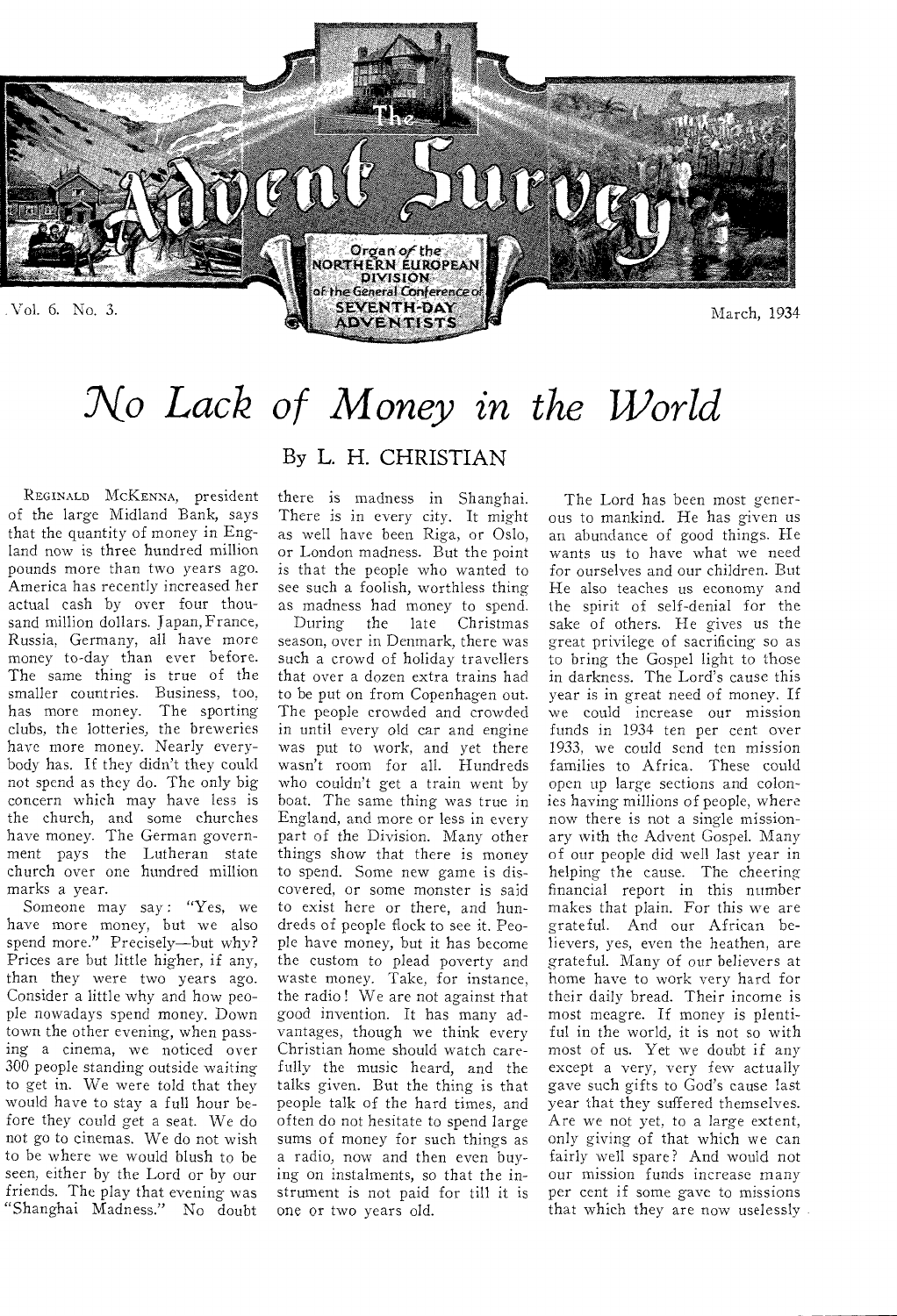# The Advent Survey

Organ of the NORTHERN EUROPEAN DIVISION of the General Conference of SEVENTH-DAY ADVENTISTS

Vol. 6. No. 3. March, 1934

# *No Lack of Money in the World*

## By L. H. CHRISTIAN

REGINALD McKENNA, president of the large Midland Bank, says that the quantity of money in England now is three hundred million pounds more than two years ago. America has recently increased her actual cash by over four thousand million dollars. Japan, France, Russia, Germany, all have more money to-day than ever before. The same thing is true of the smaller countries. Business, too, has more money. The sporting clubs, the lotteries, the breweries have more money. Nearly everybody has. If they didn't they could not spend as they do. The only big concern which may have less is the church, and some churches have money. The German government pays the Lutheran state church over one hundred million marks a year.

Someone may say: "Yes, we have more money, but we also spend more." Precisely—but why? Prices are but little higher, if any, than they were two years ago. Consider a little why and how people nowadays spend money. Down town the other evening, when passing a cinema, we noticed over 300 people standing outside waiting to get in. We were told that they would have to stay a full hour before they could get a seat. We do not go to cinemas. We do not wish to be where we would blush to be seen, either by the Lord or by our friends. The play that evening was "Shanghai Madness." No doubt there is madness in Shanghai. There is in every city. It might as well have been Riga, or Oslo, or London madness. But the point is that the people who wanted to see such a foolish, worthless thing as madness had money to spend.

During the late Christmas season, over in Denmark, there was such a crowd of holiday travellers that over a dozen extra trains had to be put on from Copenhagen out. The people crowded and crowded in until every old car and engine was put to work, and yet there wasn't room for all. Hundreds who couldn't get a train went by boat. The same thing was true in England, and more or less in every part of the Division. Many other things show that there is money to spend. Some new game is discovered, or some monster is said to exist here or there, and hundreds of people flock to see it. People have money, but it has become the custom to plead poverty and waste money. Take, for instance, the radio! We are not against that good invention. It has many advantages, though we think every Christian home should watch carefully the music heard, and the talks given. But the thing is that people talk of the hard times, and often do not hesitate to spend large sums of money for such things as a radio, now and then even buying on instalments, so that the instrument is not paid for till it is one or two years old.

The Lord has been most generous to mankind. He has given us an abundance of good things. He wants us to have what we need for ourselves and our children. But He also teaches us economy and the spirit of self-denial for the sake of others. He gives us the great privilege of sacrificing so as to bring the Gospel light to those in darkness. The Lord's cause this year is in great need of money. If we could increase our mission funds in 1934 ten per cent over 1933, we could send ten mission families to Africa. These could open up large sections and colonies having millions of people, where now there is not a single missionary with the Advent Gospel. Many of our people did well last year in helping the cause. The cheering financial report in this number makes that plain. For this we are grateful. And our African believers, yes, even the heathen, are grateful. Many of our believers at home have to work very hard for their daily bread. Their income is most meagre. If money is plentiful in the world, it is not so with most of us. Yet we doubt if any except a very, very few actually gave such gifts to God's cause last year that they suffered themselves. Are we not yet, to a large extent, only giving of that which we can fairly well spare? And would not our mission funds increase many per cent if some gave to missions that which they are now uselessly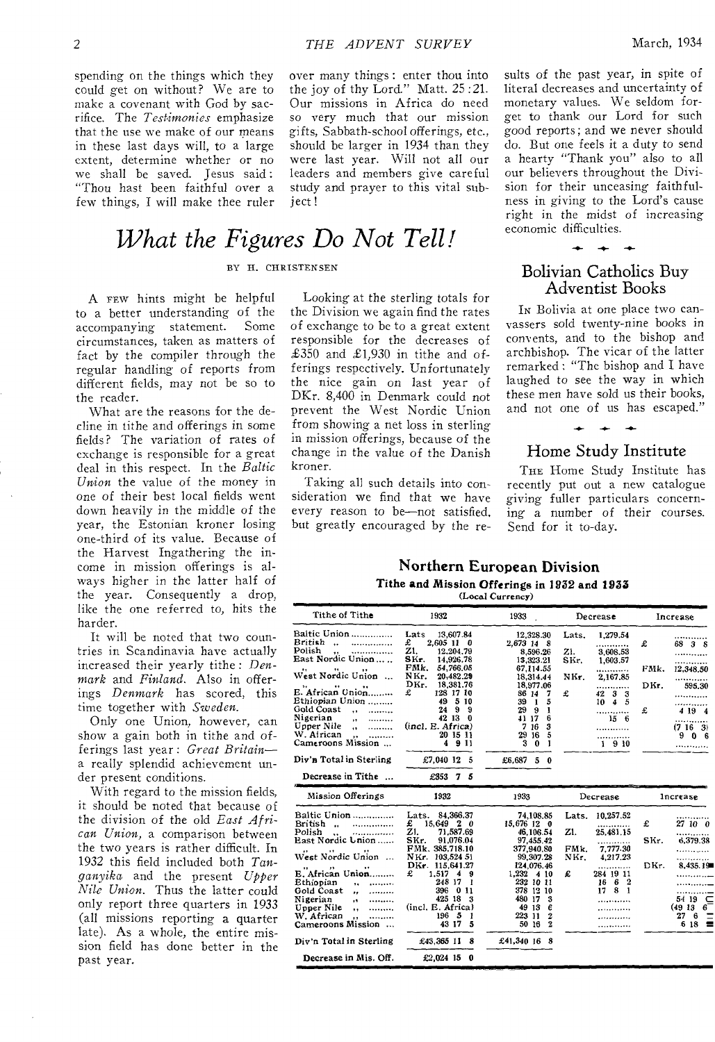spending on the things which they could get on without? We are to make a covenant with God by sacrifice. The *Testimonies* emphasize that the use we make of our means in these last days will, to a large extent, determine whether or no we shall be saved. Jesus said: "Thou hast been faithful over a few things, I will make thee ruler over many things: enter thou into the joy of thy Lord." Matt. 25:21. Our missions in Africa do need so very much that our mission gifts, Sabbath-school offerings, etc., should be larger in 1934 than they were last year. Will not all our leaders and members give careful study and prayer to this vital subject!

# *What the Figures Do Not Tell!*

BY H. CHRISTENSEN

A FEW hints might be helpful to a better understanding of the accompanying statement. Some circumstances, taken as matters of fact by the compiler through the regular handling of reports from different fields, may not be so to the reader.

What are the reasons for the decline in tithe and offerings in some fields? The variation of rates of exchange is responsible for a great deal in this respect. In the *Baltic Union* the value of the money in one of their best local fields went down heavily in the middle of the year, the Estonian kroner losing one-third of its value. Because of the Harvest Ingathering the income in mission offerings is always higher in the latter half of the year. Consequently a drop, like the one referred to, hits the harder.

It will be noted that two countries in Scandinavia have actually increased their yearly tithe: *Denmark* and *Finland*. Also in offerings *Denmark* has scored, this time together with *Sweden*.

Only one Union, however, can show a gain both in tithe and offerings last year: *Great Britain*—a really splendid achievement under present conditions.

With regard to the mission fields, it should be noted that because of the division of the old *East African Union*, a comparison between the two years is rather difficult. In 1932 this field included both *Tanganyika* and the present *Upper Nile Union*. Thus the latter could only report three quarters in 1933 (all missions reporting a quarter late). As a whole, the entire mission field has done better in the past year.

Looking at the sterling totals for the Division we again find the rates of exchange to be to a great extent responsible for the decreases of £350 and £1,930 in tithe and offerings respectively. Unfortunately the nice gain on last year of DKr. 8,400 in Denmark could not prevent the West Nordic Union from showing a net loss in sterling in mission offerings, because of the change in the value of the Danish kroner.

Taking all such details into consideration we find that we have every reason to be—not satisfied, but greatly encouraged by the results of the past year, in spite of literal decreases and uncertainty of monetary values. We seldom forget to thank our Lord for such good reports; and we never should do. But one feels it a duty to send a hearty "Thank you" also to all our believers throughout the Division for their unceasing faithfulness in giving to the Lord's cause right in the midst of increasing economic difficulties.

## Bolivian Catholics Buy Adventist Books

IN Bolivia at one place two canvassers sold twenty-nine books in convents, and to the bishop and archbishop. The vicar of the latter remarked: "The bishop and I have laughed to see the way in which these men have sold us their books, and not one of us has escaped."

## Home Study Institute

THE Home Study Institute has recently put out a new catalogue giving fuller particulars concerning a number of their courses. Send for it to-day.

### Northern European Division

**Tithe and Mission Offerings in 1932 and 1933**

(Local Currency)

| Tithe of Tithe | 1932 | 1933 | Decrease | Increase |
|---|---|---|---|---|
| Baltic Union | Lats 13,607.84 | 12,328.30 | Lats. 1,279.54 | |
| British " | £ 2,605 11 0 | 2,673 14 8 | | £ 68 3 8 |
| Polish " | Zl. 12,204.79 | 8,596.26 | Zl. 3,608.53 | |
| East Nordic Union | SKr. 14,926.78 | 13,323.21 | SKr. 1,603.57 | |
| " " " | FMk. 54,766.05 | 67,114.55 | | FMk. 12,348.50 |
| West Nordic Union | NKr. 20,482.29 | 18,314.44 | NKr. 2,167.85 | |
| " " " | DKr. 18,381.76 | 18,977.06 | | DKr. 595.30 |
| E. African Union | £ 128 17 10 | 86 14 7 | £ 42 3 3 | |
| Ethiopian Union | 49 5 10 | 39 1 5 | 10 4 5 | |
| Gold Coast " | 24 9 9 | 29 9 1 | | £ 4 19 4 |
| Nigerian " | 42 13 0 | 41 17 6 | 15 6 | |
| Upper Nile " | (incl. E. Africa) | 7 16 3 | | (7 16 3) |
| W. African " | 20 15 11 | 29 16 5 | | 9 0 6 |
| Cameroons Mission | 4 9 11 | 3 0 1 | 1 9 10 | |
| Div'n Total in Sterling | £7,040 12 5 | £6,687 5 0 | | |
| Decrease in Tithe | £353 7 5 | | | |

| Mission Offerings | 1932 | 1933 | Decrease | Increase |
|---|---|---|---|---|
| Baltic Union | Lats. 84,366.37 | 74,108.85 | Lats. 10,257.52 | |
| British " | £ 15,649 2 0 | 15,676 12 0 | | £ 27 10 0 |
| Polish " | Zl. 71,587.69 | 46,106.54 | Zl. 25,481.15 | |
| East Nordic Union | SKr. 91,076.04 | 97,455.42 | | SKr. 6,379.38 |
| " " " | FMk. 385,718.10 | 377,940.80 | FMk. 7,777.30 | |
| West Nordic Union | NKr. 103,524.51 | 99,307.28 | NKr. 4,217.23 | |
| " " " | DKr. 115,641.27 | 124,076.46 | | DKr. 8,435.19 |
| E. African Union | £ 1,517 4 9 | 1,232 4 10 | £ 284 19 11 | |
| Ethiopian " | 248 17 1 | 232 10 11 | 16 6 2 | |
| Gold Coast " | 396 0 11 | 378 12 10 | 17 8 1 | |
| Nigerian " | 425 18 3 | 480 17 3 | | 54 19 0 |
| Upper Nile " | (incl. E. Africa) | 49 13 6 | | (49 13 6) |
| W. African " | 196 5 1 | 223 11 2 | | 27 6 1 |
| Cameroons Mission | 43 17 5 | 50 16 2 | | 6 18 9 |
| Div'n Total in Sterling | £43,365 11 8 | £41,340 16 8 | | |
| Decrease in Mis. Off. | £2,024 15 0 | | | |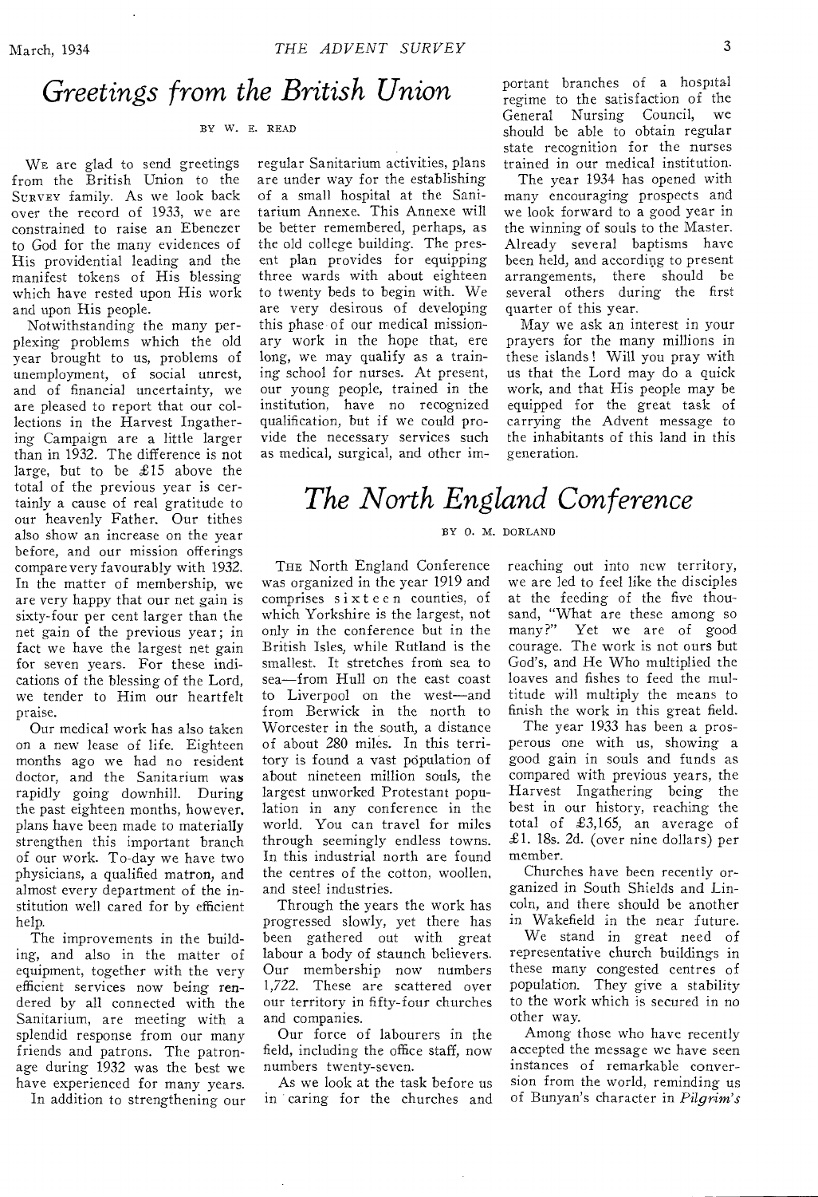## *Greetings from the British Union*

BY W. E. READ

WE are glad to send greetings from the British Union to the SURVEY family. As we look back over the record of 1933, we are constrained to raise an Ebenezer to God for the many evidences of His providential leading and the manifest tokens of His blessing which have rested upon His work and upon His people.

Notwithstanding the many perplexing problems which the old year brought to us, problems of unemployment, of social unrest, and of financial uncertainty, we are pleased to report that our collections in the Harvest Ingathering Campaign are a little larger than in 1932. The difference is not large, but to be £15 above the total of the previous year is certainly a cause of real gratitude to our heavenly Father. Our tithes also show an increase on the year before, and our mission offerings compare very favourably with 1932. In the matter of membership, we are very happy that our net gain is sixty-four per cent larger than the net gain of the previous year; in fact we have the largest net gain for seven years. For these indications of the blessing of the Lord, we tender to Him our heartfelt praise.

Our medical work has also taken on a new lease of life. Eighteen months ago we had no resident doctor, and the Sanitarium was rapidly going downhill. During the past eighteen months, however, plans have been made to materially strengthen this important branch of our work. To-day we have two physicians, a qualified matron, and almost every department of the institution well cared for by efficient help.

The improvements in the building, and also in the matter of equipment, together with the very efficient services now being rendered by all connected with the Sanitarium, are meeting with a splendid response from our many friends and patrons. The patronage during 1932 was the best we have experienced for many years.

In addition to strengthening our regular Sanitarium activities, plans are under way for the establishing of a small hospital at the Sanitarium Annexe. This Annexe will be better remembered, perhaps, as the old college building. The present plan provides for equipping three wards with about eighteen to twenty beds to begin with. We are very desirous of developing this phase of our medical missionary work in the hope that, ere long, we may qualify as a training school for nurses. At present, our young people, trained in the institution, have no recognized qualification, but if we could provide the necessary services such as medical, surgical, and other important branches of a hospital regime to the satisfaction of the General Nursing Council, we should be able to obtain regular state recognition for the nurses trained in our medical institution.

The year 1934 has opened with many encouraging prospects and we look forward to a good year in the winning of souls to the Master. Already several baptisms have been held, and according to present arrangements, there should be several others during the first quarter of this year.

May we ask an interest in your prayers for the many millions in these islands! Will you pray with us that the Lord may do a quick work, and that His people may be equipped for the great task of carrying the Advent message to the inhabitants of this land in this generation.

## *The North England Conference*

BY O. M. DORLAND

THE North England Conference was organized in the year 1919 and comprises sixteen counties, of which Yorkshire is the largest, not only in the conference but in the British Isles, while Rutland is the smallest. It stretches from sea to sea—from Hull on the east coast to Liverpool on the west—and from Berwick in the north to Worcester in the south, a distance of about 280 miles. In this territory is found a vast population of about nineteen million souls, the largest unworked Protestant population in any conference in the world. You can travel for miles through seemingly endless towns. In this industrial north are found the centres of the cotton, woollen, and steel industries.

Through the years the work has progressed slowly, yet there has been gathered out with great labour a body of staunch believers. Our membership now numbers 1,722. These are scattered over our territory in fifty-four churches and companies.

Our force of labourers in the field, including the office staff, now numbers twenty-seven.

As we look at the task before us in caring for the churches and reaching out into new territory, we are led to feel like the disciples at the feeding of the five thousand, "What are these among so many?" Yet we are of good courage. The work is not ours but God's, and He Who multiplied the loaves and fishes to feed the multitude will multiply the means to finish the work in this great field.

The year 1933 has been a prosperous one with us, showing a good gain in souls and funds as compared with previous years, the Harvest Ingathering being the best in our history, reaching the total of £3,165, an average of £1. 18s. 2d. (over nine dollars) per member.

Churches have been recently organized in South Shields and Lincoln, and there should be another in Wakefield in the near future.

We stand in great need of representative church buildings in these many congested centres of population. They give a stability to the work which is secured in no other way.

Among those who have recently accepted the message we have seen instances of remarkable conversion from the world, reminding us of Bunyan's character in *Pilgrim's*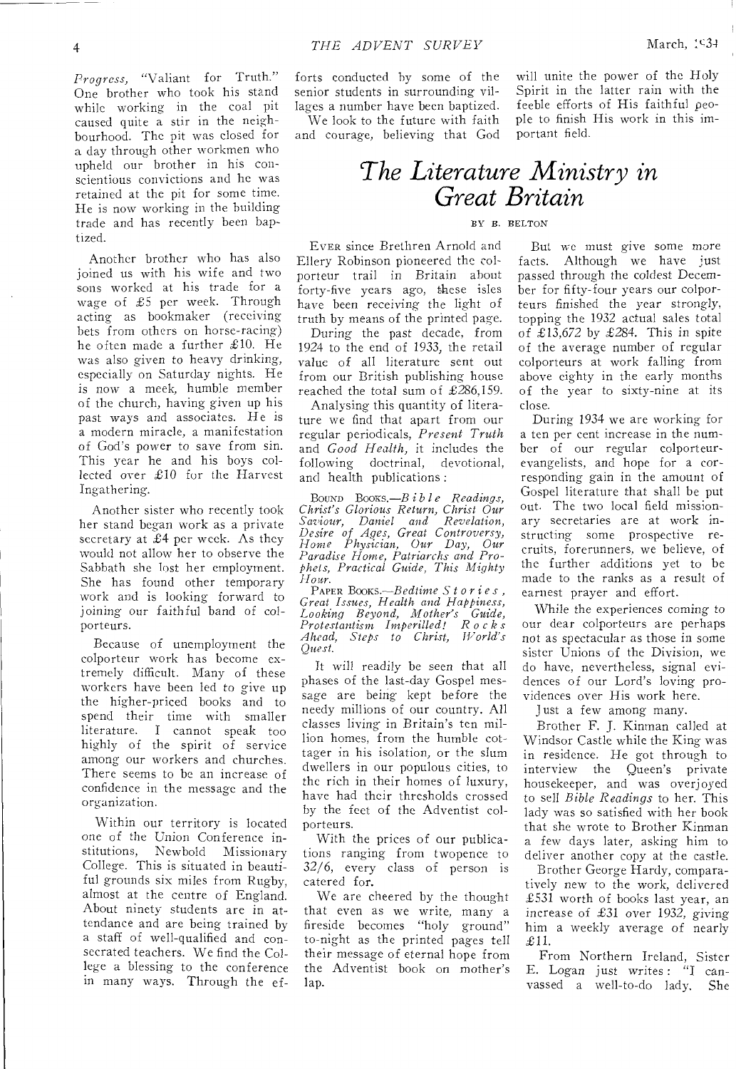*Progress*, "Valiant for Truth." One brother who took his stand while working in the coal pit caused quite a stir in the neighbourhood. The pit was closed for a day through other workmen who upheld our brother in his conscientious convictions and he was retained at the pit for some time. He is now working in the building trade and has recently been baptized.

Another brother who has also joined us with his wife and two sons worked at his trade for a wage of £5 per week. Through acting as bookmaker (receiving bets from others on horse-racing) he often made a further £10. He was also given to heavy drinking, especially on Saturday nights. He is now a meek, humble member of the church, having given up his past ways and associates. He is a modern miracle, a manifestation of God's power to save from sin. This year he and his boys collected over £10 for the Harvest Ingathering.

Another sister who recently took her stand began work as a private secretary at £4 per week. As they would not allow her to observe the Sabbath she lost her employment. She has found other temporary work and is looking forward to joining our faithful band of colporteurs.

Because of unemployment the colporteur work has become extremely difficult. Many of these workers have been led to give up the higher-priced books and to spend their time with smaller literature. I cannot speak too highly of the spirit of service among our workers and churches. There seems to be an increase of confidence in the message and the organization.

Within our territory is located one of the Union Conference institutions, Newbold Missionary College. This is situated in beautiful grounds six miles from Rugby, almost at the centre of England. About ninety students are in attendance and are being trained by a staff of well-qualified and consecrated teachers. We find the College a blessing to the conference in many ways. Through the efforts conducted by some of the senior students in surrounding villages a number have been baptized.

We look to the future with faith and courage, believing that God will unite the power of the Holy Spirit in the latter rain with the feeble efforts of His faithful people to finish His work in this important field.

# The Literature Ministry in Great Britain

BY E. BELTON

Ever since Brethren Arnold and Ellery Robinson pioneered the colporteur trail in Britain about forty-five years ago, these isles have been receiving the light of truth by means of the printed page.

During the past decade, from 1924 to the end of 1933, the retail value of all literature sent out from our British publishing house reached the total sum of £286,159.

Analysing this quantity of literature we find that apart from our regular periodicals, *Present Truth* and *Good Health*, it includes the following doctrinal, devotional, and health publications:

Bound Books.—*Bible Readings, Christ's Glorious Return, Christ Our Saviour, Daniel and Revelation, Desire of Ages, Great Controversy, Home Physician, Our Day, Our Paradise Home, Patriarchs and Prophets, Practical Guide, This Mighty Hour.*

Paper Books.—*Bedtime Stories, Great Issues, Health and Happiness, Looking Beyond, Mother's Guide, Protestantism Imperilled! Rocks Ahead, Steps to Christ, World's Quest.*

It will readily be seen that all phases of the last-day Gospel message are being kept before the needy millions of our country. All classes living in Britain's ten million homes, from the humble cottager in his isolation, or the slum dwellers in our populous cities, to the rich in their homes of luxury, have had their thresholds crossed by the feet of the Adventist colporteurs.

With the prices of our publications ranging from twopence to 32/6, every class of person is catered for.

We are cheered by the thought that even as we write, many a fireside becomes "holy ground" to-night as the printed pages tell their message of eternal hope from the Adventist book on mother's lap.

But we must give some more facts. Although we have just passed through the coldest December for fifty-four years our colporteurs finished the year strongly, topping the 1932 actual sales total of £13,672 by £284. This in spite of the average number of regular colporteurs at work falling from above eighty in the early months of the year to sixty-nine at its close.

During 1934 we are working for a ten per cent increase in the number of our regular colporteur-evangelists, and hope for a corresponding gain in the amount of Gospel literature that shall be put out. The two local field missionary secretaries are at work instructing some prospective recruits, forerunners, we believe, of the further additions yet to be made to the ranks as a result of earnest prayer and effort.

While the experiences coming to our dear colporteurs are perhaps not as spectacular as those in some sister Unions of the Division, we do have, nevertheless, signal evidences of our Lord's loving providences over His work here.

Just a few among many.

Brother F. J. Kinman called at Windsor Castle while the King was in residence. He got through to interview the Queen's private housekeeper, and was overjoyed to sell *Bible Readings* to her. This lady was so satisfied with her book that she wrote to Brother Kinman a few days later, asking him to deliver another copy at the castle.

Brother George Hardy, comparatively new to the work, delivered £531 worth of books last year, an increase of £31 over 1932, giving him a weekly average of nearly £11.

From Northern Ireland, Sister E. Logan just writes: "I canvassed a well-to-do lady. She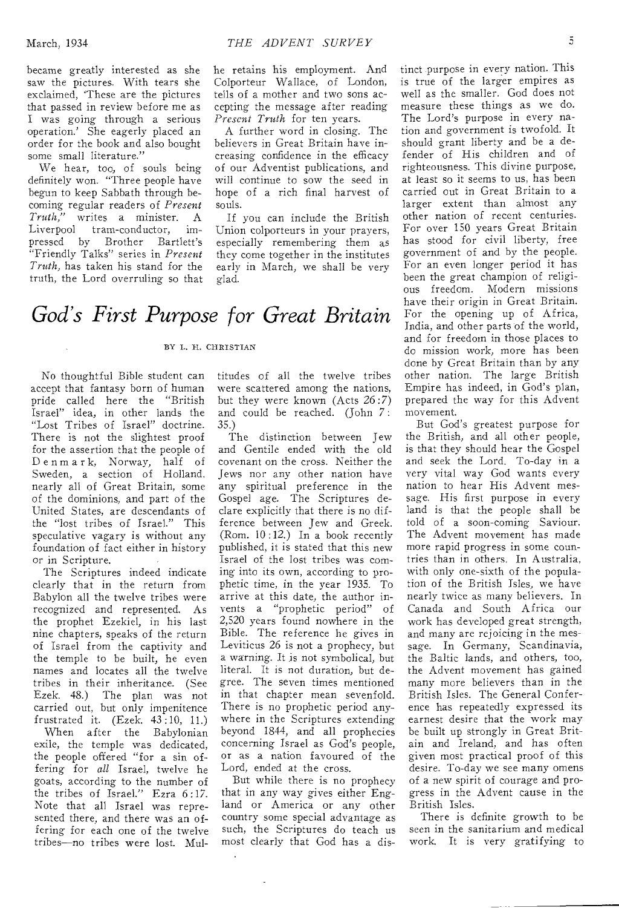became greatly interested as she saw the pictures. With tears she exclaimed, 'These are the pictures that passed in review before me as I was going through a serious operation.' She eagerly placed an order for the book and also bought some small literature."

We hear, too, of souls being definitely won. "Three people have begun to keep Sabbath through becoming regular readers of *Present Truth*," writes a minister. A Liverpool tram-conductor, impressed by Brother Bartlett's "Friendly Talks" series in *Present Truth*, has taken his stand for the truth, the Lord overruling so that he retains his employment. And Colporteur Wallace, of London, tells of a mother and two sons accepting the message after reading *Present Truth* for ten years.

A further word in closing. The believers in Great Britain have increasing confidence in the efficacy of our Adventist publications, and will continue to sow the seed in hope of a rich final harvest of souls.

If you can include the British Union colporteurs in your prayers, especially remembering them as they come together in the institutes early in March, we shall be very glad.

# *God's First Purpose for Great Britain*

BY L. H. CHRISTIAN

No thoughtful Bible student can accept that fantasy born of human pride called here the "British Israel" idea, in other lands the "Lost Tribes of Israel" doctrine. There is not the slightest proof for the assertion that the people of Denmark, Norway, half of Sweden, a section of Holland, nearly all of Great Britain, some of the dominions, and part of the United States, are descendants of the "lost tribes of Israel." This speculative vagary is without any foundation of fact either in history or in Scripture.

The Scriptures indeed indicate clearly that in the return from Babylon all the twelve tribes were recognized and represented. As the prophet Ezekiel, in his last nine chapters, speaks of the return of Israel from the captivity and the temple to be built, he even names and locates all the twelve tribes in their inheritance. (See Ezek. 48.) The plan was not carried out, but only impenitence frustrated it. (Ezek. 43:10, 11.)

When after the Babylonian exile, the temple was dedicated, the people offered "for a sin offering for *all* Israel, twelve he goats, according to the number of the tribes of Israel." Ezra 6:17. Note that all Israel was represented there, and there was an offering for each one of the twelve tribes—no tribes were lost. Multitudes of all the twelve tribes were scattered among the nations, but they were known (Acts 26:7) and could be reached. (John 7:35.)

The distinction between Jew and Gentile ended with the old covenant on the cross. Neither the Jews nor any other nation have any spiritual preference in the Gospel age. The Scriptures declare explicitly that there is no difference between Jew and Greek. (Rom. 10:12.) In a book recently published, it is stated that this new Israel of the lost tribes was coming into its own, according to prophetic time, in the year 1935. To arrive at this date, the author invents a "prophetic period" of 2,520 years found nowhere in the Bible. The reference he gives in Leviticus 26 is not a prophecy, but a warning. It is not symbolical, but literal. It is not duration, but degree. The seven times mentioned in that chapter mean sevenfold. There is no prophetic period anywhere in the Scriptures extending beyond 1844, and all prophecies concerning Israel as God's people, or as a nation favoured of the Lord, ended at the cross.

But while there is no prophecy that in any way gives either England or America or any other country some special advantage as such, the Scriptures do teach us most clearly that God has a distinct purpose in every nation. This is true of the larger empires as well as the smaller. God does not measure these things as we do. The Lord's purpose in every nation and government is twofold. It should grant liberty and be a defender of His children and of righteousness. This divine purpose, at least so it seems to us, has been carried out in Great Britain to a larger extent than almost any other nation of recent centuries. For over 150 years Great Britain has stood for civil liberty, free government of and by the people. For an even longer period it has been the great champion of religious freedom. Modern missions have their origin in Great Britain. For the opening up of Africa, India, and other parts of the world, and for freedom in those places to do mission work, more has been done by Great Britain than by any other nation. The large British Empire has indeed, in God's plan, prepared the way for this Advent movement.

But God's greatest purpose for the British, and all other people, is that they should hear the Gospel and seek the Lord. To-day in a very vital way God wants every nation to hear His Advent message. His first purpose in every land is that the people shall be told of a soon-coming Saviour. The Advent movement has made more rapid progress in some countries than in others. In Australia, with only one-sixth of the population of the British Isles, we have nearly twice as many believers. In Canada and South Africa our work has developed great strength, and many are rejoicing in the message. In Germany, Scandinavia, the Baltic lands, and others, too, the Advent movement has gained many more believers than in the British Isles. The General Conference has repeatedly expressed its earnest desire that the work may be built up strongly in Great Britain and Ireland, and has often given most practical proof of this desire. To-day we see many omens of a new spirit of courage and progress in the Advent cause in the British Isles.

There is definite growth to be seen in the sanitarium and medical work. It is very gratifying to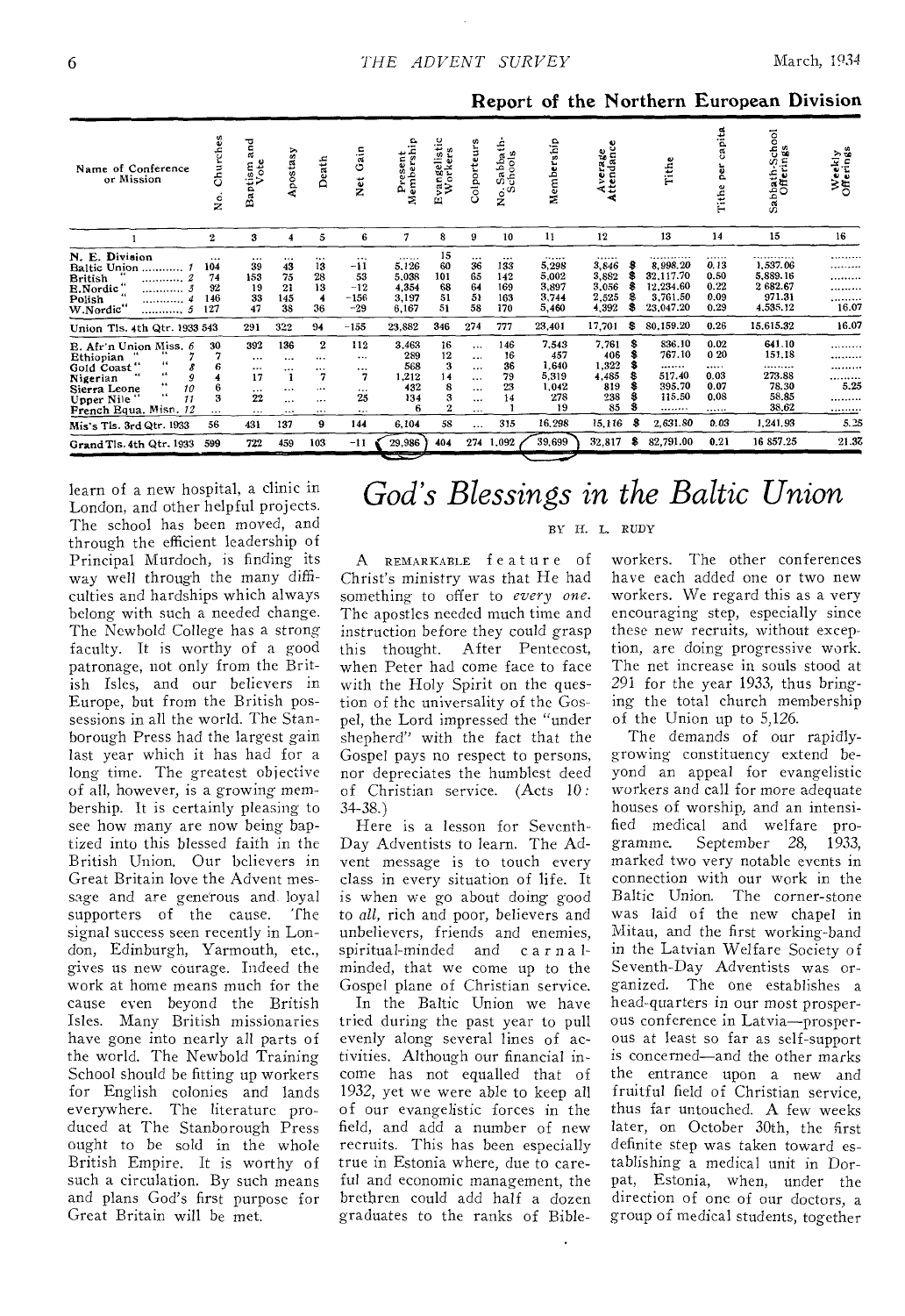## Report of the Northern European Division

| Name of Conference or Mission | No. Churches | Baptism and Vote | Apostasy | Death | Net Gain | Present Membership | Evangelistic Workers | Colporteurs | No. Sabbath-Schools | Membership | Average Attendance | Tithe | Tithe per capita | Sabbath-School Offerings | Weekly Offerings |
|---|---|---|---|---|---|---|---|---|---|---|---|---|---|---|---|
| 1 | 2 | 3 | 4 | 5 | 6 | 7 | 8 | 9 | 10 | 11 | 12 | 13 | 14 | 15 | 16 |
| N. E. Division | ... | ... | ... | ... | ... | ...... | 15 | ... | ... | ...... | ...... | ........... | ...... | ........... | ......... |
| Baltic Union ........... 1 | 104 | 39 | 43 | 13 | -11 | 5,126 | 60 | 36 | 133 | 5,298 | 3,846 | $ 8,998.20 | 0.13 | 1,537.06 | ......... |
| British " ........... 2 | 74 | 153 | 75 | 28 | 53 | 5,038 | 101 | 65 | 142 | 5,002 | 3,882 | $ 32,117.70 | 0.50 | 5,889.16 | ......... |
| E.Nordic " ........... 3 | 92 | 19 | 21 | 13 | -12 | 4,354 | 68 | 64 | 169 | 3,897 | 3,056 | $ 12,234.60 | 0.22 | 2 682.67 | ......... |
| Polish " ........... 4 | 146 | 33 | 145 | 4 | -156 | 3,197 | 51 | 51 | 163 | 3,744 | 2,525 | $ 3,761.50 | 0.09 | 971.31 | ......... |
| W.Nordic" ........... 5 | 127 | 47 | 38 | 36 | -29 | 6,167 | 51 | 58 | 170 | 5,460 | 4,392 | $ 23,047.20 | 0.29 | 4,535.12 | 16.07 |
| Union Tls. 4th Qtr. 1933 | 543 | 291 | 322 | 94 | -155 | 23,882 | 346 | 274 | 777 | 23,401 | 17,701 | $ 80,159.20 | 0.26 | 15,615.32 | 16.07 |
| E. Afr'n Union Miss. 6 | 30 | 392 | 136 | 2 | 112 | 3,463 | 16 | ... | 146 | 7,543 | 7,761 | $ 836.10 | 0.02 | 641.10 | ......... |
| Ethiopian " " 7 | 7 | ... | ... | ... | ... | 289 | 12 | ... | 16 | 457 | 406 | $ 767.10 | 0.20 | 151.18 | ......... |
| Gold Coast " " 8 | 6 | ... | ... | ... | ... | 568 | 3 | ... | 36 | 1,640 | 1,322 | $ ....... | ...... | ......... | ......... |
| Nigerian " " 9 | 4 | 17 | 1 | 7 | 7 | 1,212 | 14 | ... | 79 | 5,319 | 4,485 | $ 517.40 | 0.03 | 273.88 | ......... |
| Sierra Leone " 10 | 6 | ... | ... | ... | ... | 432 | 8 | ... | 23 | 1,042 | 819 | $ 395.70 | 0.07 | 78.30 | 5.25 |
| Upper Nile " " 11 | 3 | 22 | ... | ... | 25 | 134 | 3 | ... | 14 | 278 | 238 | $ 115.50 | 0.08 | 58.85 | ......... |
| French Equa. Misn. 12 | ... | ... | ... | ... | ... | 6 | 2 | ... | 1 | 19 | 85 | $ ........ | ...... | 38.62 | ......... |
| Mis's Tls. 3rd Qtr. 1933 | 56 | 431 | 137 | 9 | 144 | 6,104 | 58 | ... | 315 | 16,298 | 15,116 | $ 2,631.80 | 0.03 | 1,241.93 | 5.25 |
| Grand Tls. 4th Qtr. 1933 | 599 | 722 | 459 | 103 | -11 | 29,986 | 404 | 274 | 1,092 | 39,699 | 32,817 | $ 82,791.00 | 0.21 | 16 857.25 | 21.32 |

learn of a new hospital, a clinic in London, and other helpful projects. The school has been moved, and through the efficient leadership of Principal Murdoch, is finding its way well through the many difficulties and hardships which always belong with such a needed change. The Newbold College has a strong faculty. It is worthy of a good patronage, not only from the British Isles, and our believers in Europe, but from the British possessions in all the world. The Stanborough Press had the largest gain last year which it has had for a long time. The greatest objective of all, however, is a growing membership. It is certainly pleasing to see how many are now being baptized into this blessed faith in the British Union. Our believers in Great Britain love the Advent message and are generous and loyal supporters of the cause. The signal success seen recently in London, Edinburgh, Yarmouth, etc., gives us new courage. Indeed the work at home means much for the cause even beyond the British Isles. Many British missionaries have gone into nearly all parts of the world. The Newbold Training School should be fitting up workers for English colonies and lands everywhere. The literature produced at The Stanborough Press ought to be sold in the whole British Empire. It is worthy of such a circulation. By such means and plans God's first purpose for Great Britain will be met.

# *God's Blessings in the Baltic Union*

BY H. L. RUDY

A REMARKABLE feature of Christ's ministry was that He had something to offer to *every one*. The apostles needed much time and instruction before they could grasp this thought. After Pentecost, when Peter had come face to face with the Holy Spirit on the question of the universality of the Gospel, the Lord impressed the "under shepherd" with the fact that the Gospel pays no respect to persons, nor depreciates the humblest deed of Christian service. (Acts 10: 34-38.)

Here is a lesson for Seventh-Day Adventists to learn. The Advent message is to touch every class in every situation of life. It is when we go about doing good to *all*, rich and poor, believers and unbelievers, friends and enemies, spiritual-minded and carnal-minded, that we come up to the Gospel plane of Christian service.

In the Baltic Union we have tried during the past year to pull evenly along several lines of activities. Although our financial income has not equalled that of 1932, yet we were able to keep all of our evangelistic forces in the field, and add a number of new recruits. This has been especially true in Estonia where, due to careful and economic management, the brethren could add half a dozen graduates to the ranks of Bible-workers. The other conferences have each added one or two new workers. We regard this as a very encouraging step, especially since these new recruits, without exception, are doing progressive work. The net increase in souls stood at 291 for the year 1933, thus bringing the total church membership of the Union up to 5,126.

The demands of our rapidly-growing constituency extend beyond an appeal for evangelistic workers and call for more adequate houses of worship, and an intensified medical and welfare programme. September 28, 1933, marked two very notable events in connection with our work in the Baltic Union. The corner-stone was laid of the new chapel in Mitau, and the first working-band in the Latvian Welfare Society of Seventh-Day Adventists was organized. The one establishes a head-quarters in our most prosperous conference in Latvia—prosperous at least so far as self-support is concerned—and the other marks the entrance upon a new and fruitful field of Christian service, thus far untouched. A few weeks later, on October 30th, the first definite step was taken toward establishing a medical unit in Dorpat, Estonia, when, under the direction of one of our doctors, a group of medical students, together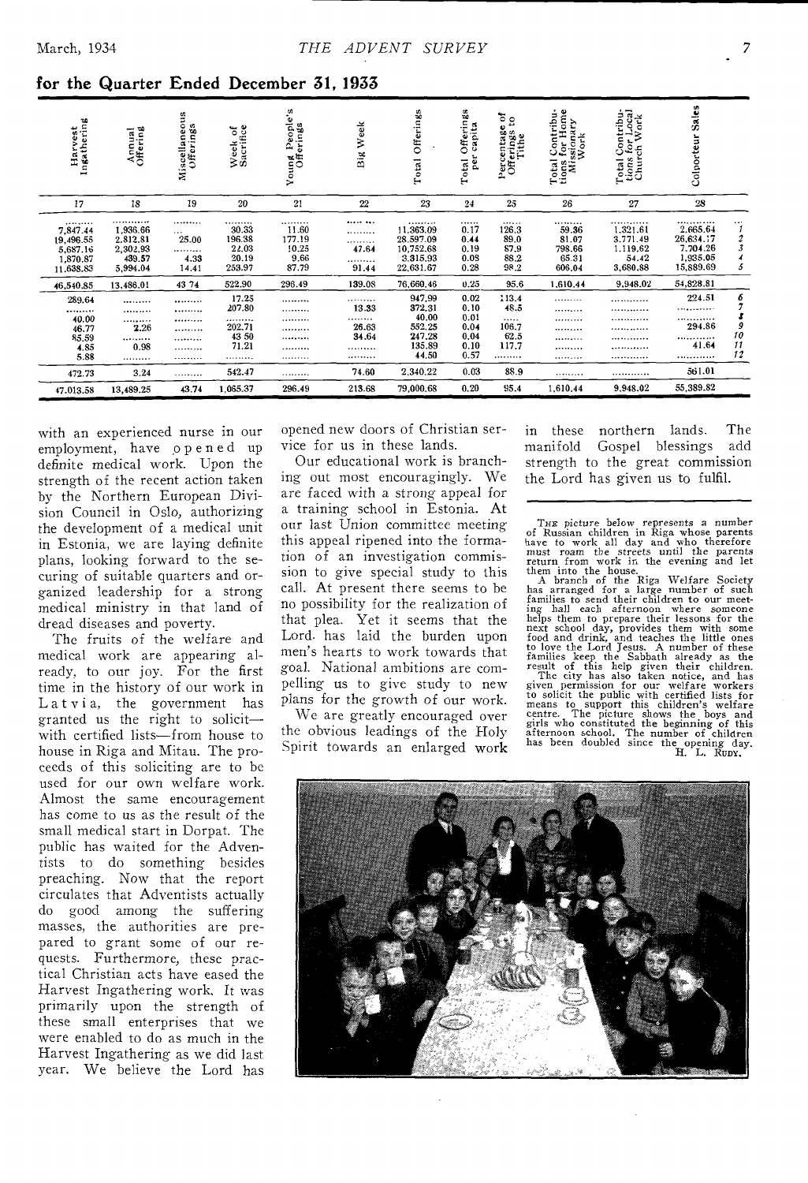## for the Quarter Ended December 31, 1933

| Harvest Ingathering | Annual Offering | Miscellaneous Offerings | Week of Sacrifice | Young People's Offerings | Big Week | Total Offerings | Total Offerings per capita | Percentage of Offerings to Tithe | Total Contributions for Home Missionary Work | Total Contributions for Local Church Work | Colporteur Sales | |
|---|---|---|---|---|---|---|---|---|---|---|---|---|
| 17 | 18 | 19 | 20 | 21 | 22 | 23 | 24 | 25 | 26 | 27 | 28 | |
| ........ | ........ | ........ | ........ | ........ | ........ | ........ | ........ | ........ | ........ | ........ | ........ | ... |
| 7,847.44 | 1,936.66 | ... | 30.33 | 11.60 | ........ | 11,363.09 | 0.17 | 126.3 | 59.36 | 1,321.61 | 2,665.64 | 1 |
| 19,496.55 | 2,812.81 | 25.00 | 196.38 | 177.19 | ........ | 28,597.09 | 0.44 | 89.0 | 81.07 | 3,771.49 | 26,634.17 | 2 |
| 5,687.16 | 2,302.93 | ........ | 22.03 | 10.25 | 47.64 | 10,752.68 | 0.19 | 87.9 | 798.66 | 1,119.62 | 7,704.26 | 3 |
| 1,870.87 | 439.57 | 4.33 | 20.19 | 9.66 | ........ | 3,315.93 | 0.08 | 88.2 | 65.31 | 54.42 | 1,935.05 | 4 |
| 11,638.83 | 5,994.04 | 14.41 | 253.97 | 87.79 | 91.44 | 22,631.67 | 0.28 | 98.2 | 606.04 | 3,680.88 | 15,889.69 | 5 |
| 46,540.85 | 13,486.01 | 43.74 | 522.90 | 296.49 | 139.08 | 76,660.46 | 0.25 | 95.6 | 1,610.44 | 9,948.02 | 54,828.81 | |
| 289.64 | ........ | ........ | 17.25 | ........ | ........ | 947.99 | 0.02 | 113.4 | ........ | ........ | 224.51 | 6 |
| ........ | ........ | ........ | 207.80 | ........ | 13.33 | 372.31 | 0.10 | 48.5 | ........ | ........ | ........ | 7 |
| 40.00 | ........ | ........ | ........ | ........ | ........ | 40.00 | 0.01 | ........ | ........ | ........ | ........ | 8 |
| 46.77 | 2.26 | ........ | 202.71 | ........ | 26.63 | 552.25 | 0.04 | 106.7 | ........ | ........ | 294.86 | 9 |
| 85.59 | ........ | ........ | 43.50 | ........ | 34.64 | 247.28 | 0.04 | 62.5 | ........ | ........ | ........ | 10 |
| 4.85 | 0.98 | ........ | 71.21 | ........ | ........ | 135.89 | 0.10 | 117.7 | ........ | ........ | 41.64 | 11 |
| 5.88 | ........ | ........ | ........ | ........ | ........ | 44.50 | 0.57 | ........ | ........ | ........ | ........ | 12 |
| 472.73 | 3.24 | ........ | 542.47 | ........ | 74.60 | 2,340.22 | 0.03 | 88.9 | ........ | ........ | 561.01 | |
| 47,013.58 | 13,489.25 | 43.74 | 1,065.37 | 296.49 | 213.68 | 79,000.68 | 0.20 | 95.4 | 1,610.44 | 9,948.02 | 55,389.82 | |

with an experienced nurse in our employment, have opened up definite medical work. Upon the strength of the recent action taken by the Northern European Division Council in Oslo, authorizing the development of a medical unit in Estonia, we are laying definite plans, looking forward to the securing of suitable quarters and organized leadership for a strong medical ministry in that land of dread diseases and poverty.

The fruits of the welfare and medical work are appearing already, to our joy. For the first time in the history of our work in Latvia, the government has granted us the right to solicit—with certified lists—from house to house in Riga and Mitau. The proceeds of this soliciting are to be used for our own welfare work. Almost the same encouragement has come to us as the result of the small medical start in Dorpat. The public has waited for the Adventists to do something besides preaching. Now that the report circulates that Adventists actually do good among the suffering masses, the authorities are prepared to grant some of our requests. Furthermore, these practical Christian acts have eased the Harvest Ingathering work. It was primarily upon the strength of these small enterprises that we were enabled to do as much in the Harvest Ingathering as we did last year. We believe the Lord has opened new doors of Christian service for us in these lands.

Our educational work is branching out most encouragingly. We are faced with a strong appeal for a training school in Estonia. At our last Union committee meeting this appeal ripened into the formation of an investigation commission to give special study to this call. At present there seems to be no possibility for the realization of that plea. Yet it seems that the Lord has laid the burden upon men's hearts to work towards that goal. National ambitions are compelling us to give study to new plans for the growth of our work.

We are greatly encouraged over the obvious leadings of the Holy Spirit towards an enlarged work in these northern lands. The manifold Gospel blessings add strength to the great commission the Lord has given us to fulfil.

---

The picture below represents a number of Russian children in Riga whose parents have to work all day and who therefore must roam the streets until the parents return from work in the evening and let them into the house.

A branch of the Riga Welfare Society has arranged for a large number of such families to send their children to our meeting hall each afternoon where someone helps them to prepare their lessons for the next school day, provides them with some food and drink, and teaches the little ones to love the Lord Jesus. A number of these families keep the Sabbath already as the result of this help given their children.

The city has also taken notice, and has given permission for our welfare workers to solicit the public with certified lists for means to support this children's welfare centre. The picture shows the boys and girls who constituted the beginning of this afternoon school. The number of children has been doubled since the opening day.

H. L. RUDY.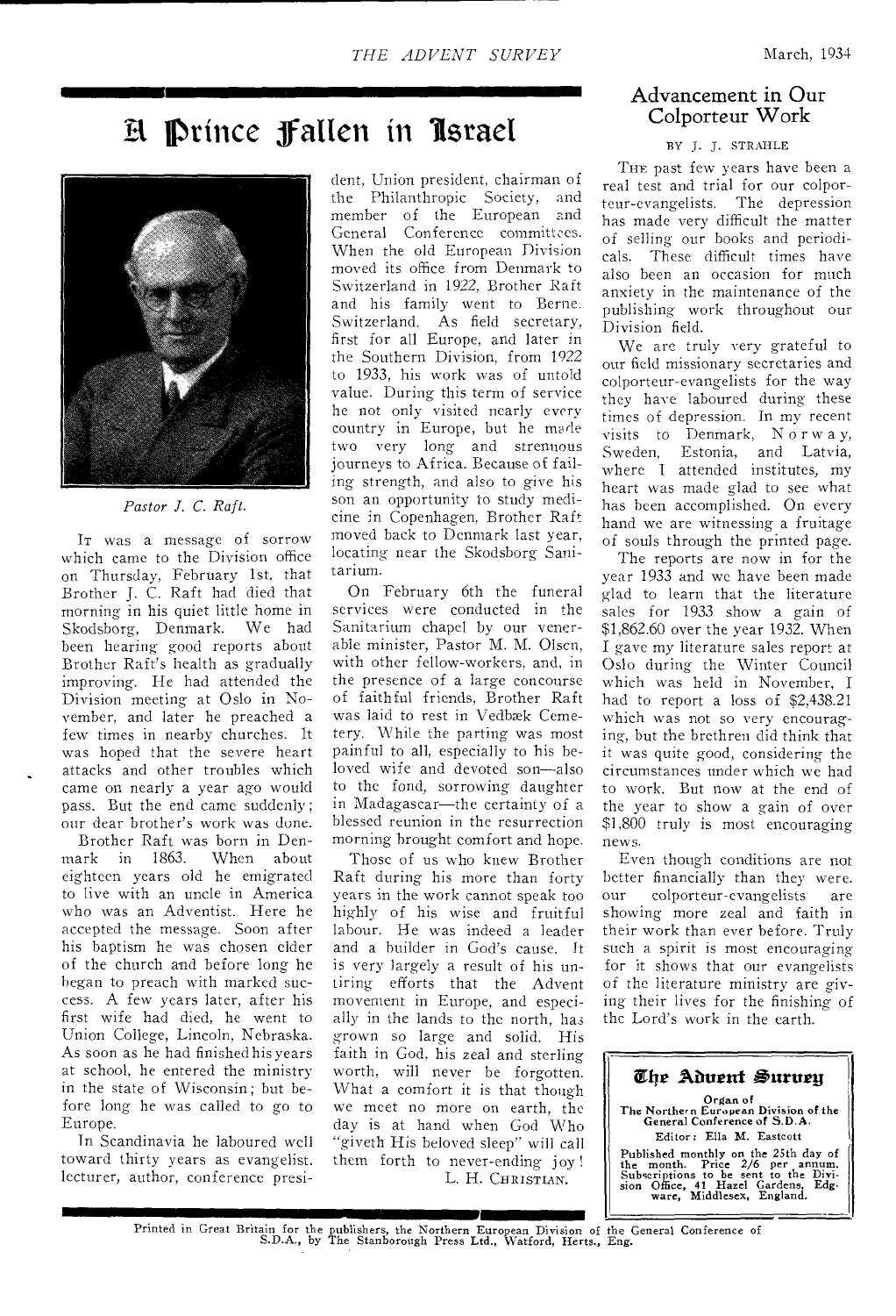# A Prince Fallen in Israel

*Pastor J. C. Raft.*

It was a message of sorrow which came to the Division office on Thursday, February 1st, that Brother J. C. Raft had died that morning in his quiet little home in Skodsborg, Denmark. We had been hearing good reports about Brother Raft's health as gradually improving. He had attended the Division meeting at Oslo in November, and later he preached a few times in nearby churches. It was hoped that the severe heart attacks and other troubles which came on nearly a year ago would pass. But the end came suddenly; our dear brother's work was done.

Brother Raft was born in Denmark in 1863. When about eighteen years old he emigrated to live with an uncle in America who was an Adventist. Here he accepted the message. Soon after his baptism he was chosen elder of the church and before long he began to preach with marked success. A few years later, after his first wife had died, he went to Union College, Lincoln, Nebraska. As soon as he had finished his years at school, he entered the ministry in the state of Wisconsin; but before long he was called to go to Europe.

In Scandinavia he laboured well toward thirty years as evangelist. lecturer, author, conference president, Union president, chairman of the Philanthropic Society, and member of the European and General Conference committees. When the old European Division moved its office from Denmark to Switzerland in 1922, Brother Raft and his family went to Berne. Switzerland. As field secretary, first for all Europe, and later in the Southern Division, from 1922 to 1933, his work was of untold value. During this term of service he not only visited nearly every country in Europe, but he made two very long and strenuous journeys to Africa. Because of failing strength, and also to give his son an opportunity to study medicine in Copenhagen, Brother Raft moved back to Denmark last year, locating near the Skodsborg Sanitarium.

On February 6th the funeral services were conducted in the Sanitarium chapel by our venerable minister, Pastor M. M. Olsen, with other fellow-workers, and, in the presence of a large concourse of faithful friends, Brother Raft was laid to rest in Vedbæk Cemetery. While the parting was most painful to all, especially to his beloved wife and devoted son—also to the fond, sorrowing daughter in Madagascar—the certainty of a blessed reunion in the resurrection morning brought comfort and hope.

Those of us who knew Brother Raft during his more than forty years in the work cannot speak too highly of his wise and fruitful labour. He was indeed a leader and a builder in God's cause. It is very largely a result of his untiring efforts that the Advent movement in Europe, and especially in the lands to the north, has grown so large and solid. His faith in God, his zeal and sterling worth, will never be forgotten. What a comfort it is that though we meet no more on earth, the day is at hand when God Who "giveth His beloved sleep" will call them forth to never-ending joy!

L. H. CHRISTIAN.

## Advancement in Our Colporteur Work

BY J. J. STRAHLE

The past few years have been a real test and trial for our colporteur-evangelists. The depression has made very difficult the matter of selling our books and periodicals. These difficult times have also been an occasion for much anxiety in the maintenance of the publishing work throughout our Division field.

We are truly very grateful to our field missionary secretaries and colporteur-evangelists for the way they have laboured during these times of depression. In my recent visits to Denmark, Norway, Sweden, Estonia, and Latvia, where I attended institutes, my heart was made glad to see what has been accomplished. On every hand we are witnessing a fruitage of souls through the printed page.

The reports are now in for the year 1933 and we have been made glad to learn that the literature sales for 1933 show a gain of $1,862.60 over the year 1932. When I gave my literature sales report at Oslo during the Winter Council which was held in November, I had to report a loss of $2,438.21 which was not so very encouraging, but the brethren did think that it was quite good, considering the circumstances under which we had to work. But now at the end of the year to show a gain of over $1,800 truly is most encouraging news.

Even though conditions are not better financially than they were. our colporteur-evangelists are showing more zeal and faith in their work than ever before. Truly such a spirit is most encouraging for it shows that our evangelists of the literature ministry are giving their lives for the finishing of the Lord's work in the earth.

**The Advent Survey**

Organ of
The Northern European Division of the General Conference of S.D.A.

Editor: Ella M. Eastcott

Published monthly on the 25th day of the month. Price 2/6 per annum. Subscriptions to be sent to the Division Office, 41 Hazel Gardens, Edgware, Middlesex, England.

Printed in Great Britain for the publishers, the Northern European Division of the General Conference of S.D.A., by The Stanborough Press Ltd., Watford, Herts., Eng.